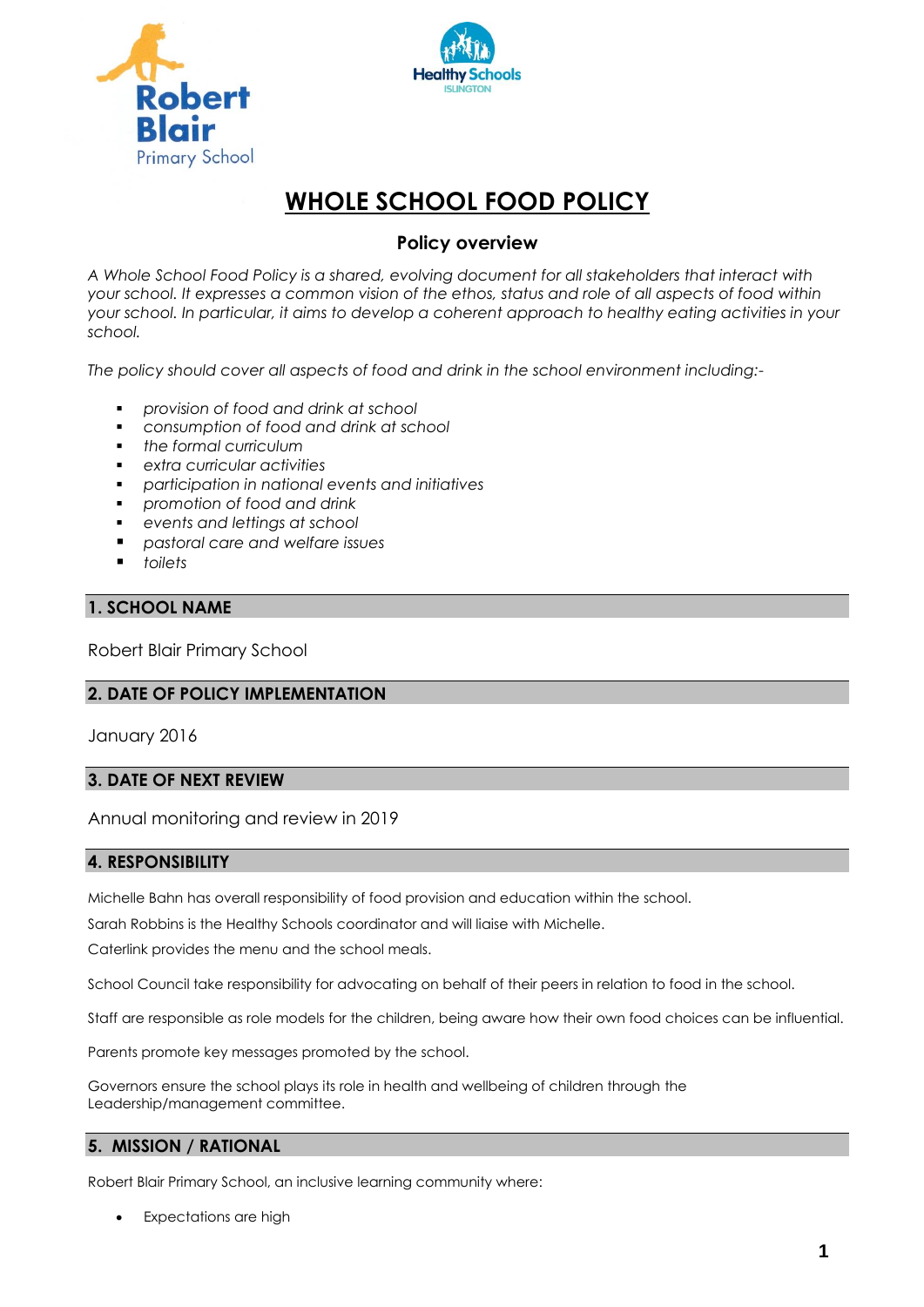# WHOLE SCHOOL FOOD POLICY

## Policy overview

*A Whole School Food Policy is a shared, evolving document for all stakeholders that interact with your school. It expresses a common vision of the ethos, status and role of all aspects of food within your school. In particular, it aims to develop a coherent approach to healthy eating activities in your school.*

*The policy should cover all aspects of food and drink in the school environment including:-*

- *provision of food and drink at school*
- *consumption of food and drink at school*
- *the formal curriculum*
- *extra curricular activities*
- *participation in national events and initiatives*
- *promotion of food and drink*
- *events and lettings at school*
- *pastoral care and welfare issues*
- *toilets*

## 1. SCHOOL NAME

Robert Blair Primary School

## 2. DATE OF POLICY IMPLEMENTATION

January 2016

## 3. DATE OF NEXT REVIEW

Annual monitoring and review in 2019

## 4. RESPONSIBILITY

Michelle Bahn has overall responsibility of food provision and education within the school.

Sarah Robbins is the Healthy Schools coordinator and will liaise with Michelle.

Caterlink provides the menu and the school meals.

School Council take responsibility for advocating on behalf of their peers in relation to food in the school.

Staff are responsible as role models for the children, being aware how their own food choices can be influential.

Parents promote key messages promoted by the school.

Governors ensure the school plays its role in health and wellbeing of children through the Leadership/management committee.

## 5. MISSION / RATIONAL

Robert Blair Primary School, an inclusive learning community where:

- Expectations are high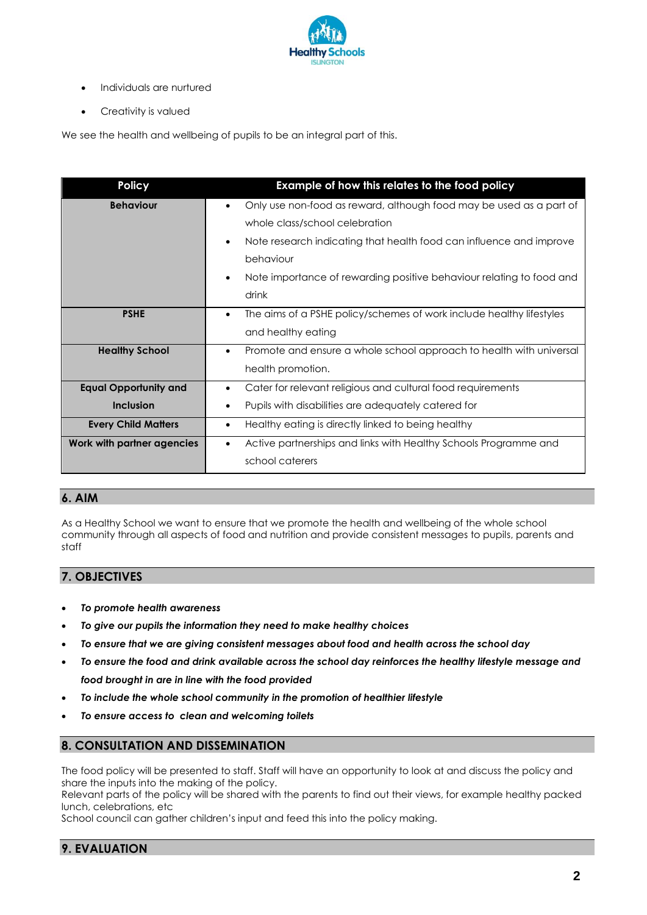- Individuals are nurtured
- Creativity is valued

We see the health and wellbeing of pupils to be an integral part of this.

| Policy | Example of how this relates to the food policy |
|---|---|
| **Behaviour** | • Only use non-food as reward, although food may be used as a part of whole class/school celebration<br>• Note research indicating that health food can influence and improve behaviour<br>• Note importance of rewarding positive behaviour relating to food and drink |
| **PSHE** | • The aims of a PSHE policy/schemes of work include healthy lifestyles and healthy eating |
| **Healthy School** | • Promote and ensure a whole school approach to health with universal health promotion. |
| **Equal Opportunity and Inclusion** | • Cater for relevant religious and cultural food requirements<br>• Pupils with disabilities are adequately catered for |
| **Every Child Matters** | • Healthy eating is directly linked to being healthy |
| **Work with partner agencies** | • Active partnerships and links with Healthy Schools Programme and school caterers |

## 6. AIM

As a Healthy School we want to ensure that we promote the health and wellbeing of the whole school community through all aspects of food and nutrition and provide consistent messages to pupils, parents and staff

## 7. OBJECTIVES

- ***To promote health awareness***
- ***To give our pupils the information they need to make healthy choices***
- ***To ensure that we are giving consistent messages about food and health across the school day***
- ***To ensure the food and drink available across the school day reinforces the healthy lifestyle message and food brought in are in line with the food provided***
- ***To include the whole school community in the promotion of healthier lifestyle***
- ***To ensure access to clean and welcoming toilets***

## 8. CONSULTATION AND DISSEMINATION

The food policy will be presented to staff. Staff will have an opportunity to look at and discuss the policy and share the inputs into the making of the policy.
Relevant parts of the policy will be shared with the parents to find out their views, for example healthy packed lunch, celebrations, etc
School council can gather children's input and feed this into the policy making.

## 9. EVALUATION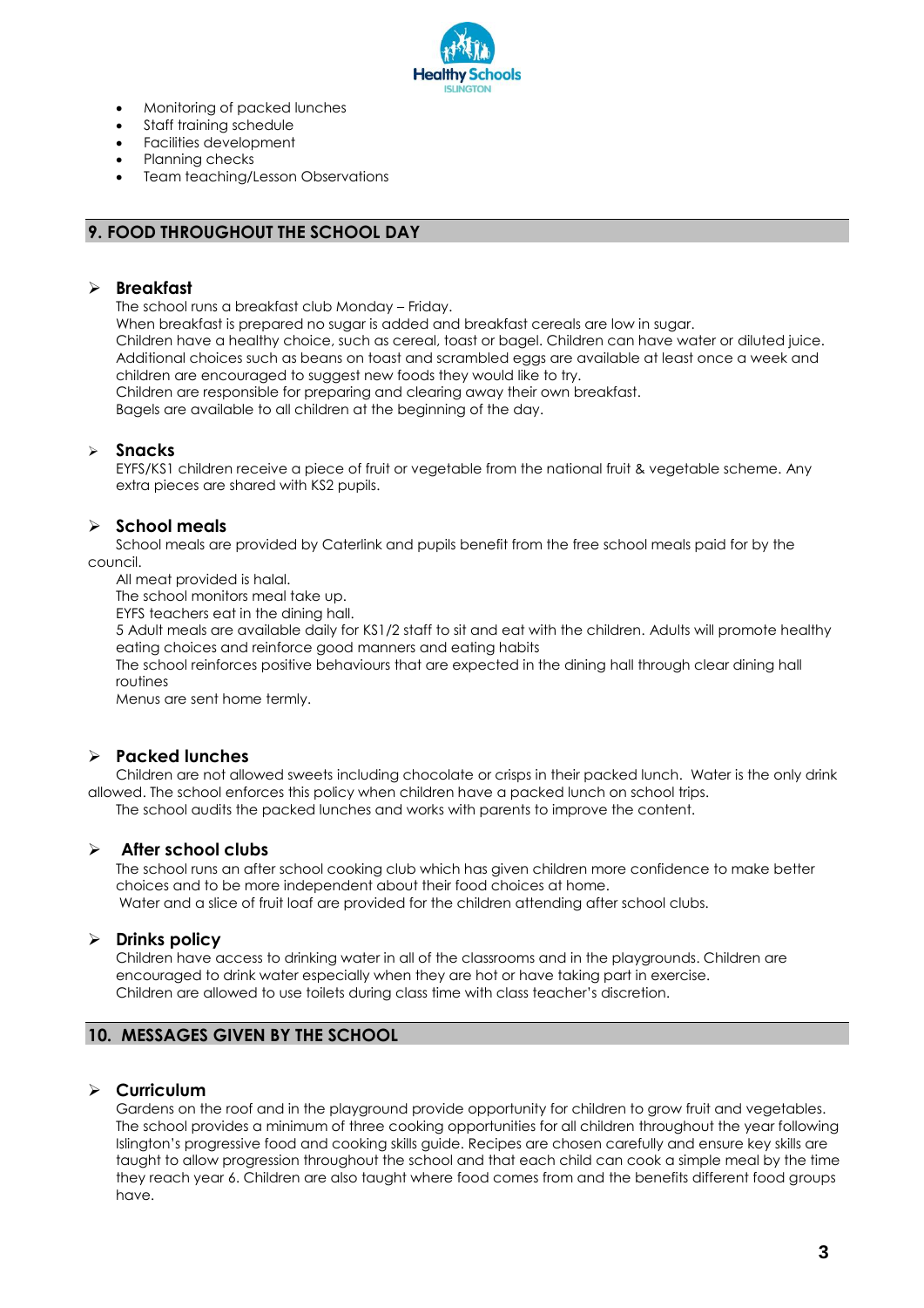- Monitoring of packed lunches
- Staff training schedule
- Facilities development
- Planning checks
- Team teaching/Lesson Observations

## 9. FOOD THROUGHOUT THE SCHOOL DAY

### Breakfast

The school runs a breakfast club Monday – Friday.
When breakfast is prepared no sugar is added and breakfast cereals are low in sugar.
Children have a healthy choice, such as cereal, toast or bagel. Children can have water or diluted juice.
Additional choices such as beans on toast and scrambled eggs are available at least once a week and children are encouraged to suggest new foods they would like to try.
Children are responsible for preparing and clearing away their own breakfast.
Bagels are available to all children at the beginning of the day.

### Snacks

EYFS/KS1 children receive a piece of fruit or vegetable from the national fruit & vegetable scheme. Any extra pieces are shared with KS2 pupils.

### School meals

School meals are provided by Caterlink and pupils benefit from the free school meals paid for by the council.
All meat provided is halal.
The school monitors meal take up.
EYFS teachers eat in the dining hall.
5 Adult meals are available daily for KS1/2 staff to sit and eat with the children. Adults will promote healthy eating choices and reinforce good manners and eating habits
The school reinforces positive behaviours that are expected in the dining hall through clear dining hall routines
Menus are sent home termly.

### Packed lunches

Children are not allowed sweets including chocolate or crisps in their packed lunch. Water is the only drink allowed. The school enforces this policy when children have a packed lunch on school trips.
The school audits the packed lunches and works with parents to improve the content.

### After school clubs

The school runs an after school cooking club which has given children more confidence to make better choices and to be more independent about their food choices at home.
Water and a slice of fruit loaf are provided for the children attending after school clubs.

### Drinks policy

Children have access to drinking water in all of the classrooms and in the playgrounds. Children are encouraged to drink water especially when they are hot or have taking part in exercise.
Children are allowed to use toilets during class time with class teacher's discretion.

## 10. MESSAGES GIVEN BY THE SCHOOL

### Curriculum

Gardens on the roof and in the playground provide opportunity for children to grow fruit and vegetables.
The school provides a minimum of three cooking opportunities for all children throughout the year following Islington's progressive food and cooking skills guide. Recipes are chosen carefully and ensure key skills are taught to allow progression throughout the school and that each child can cook a simple meal by the time they reach year 6. Children are also taught where food comes from and the benefits different food groups have.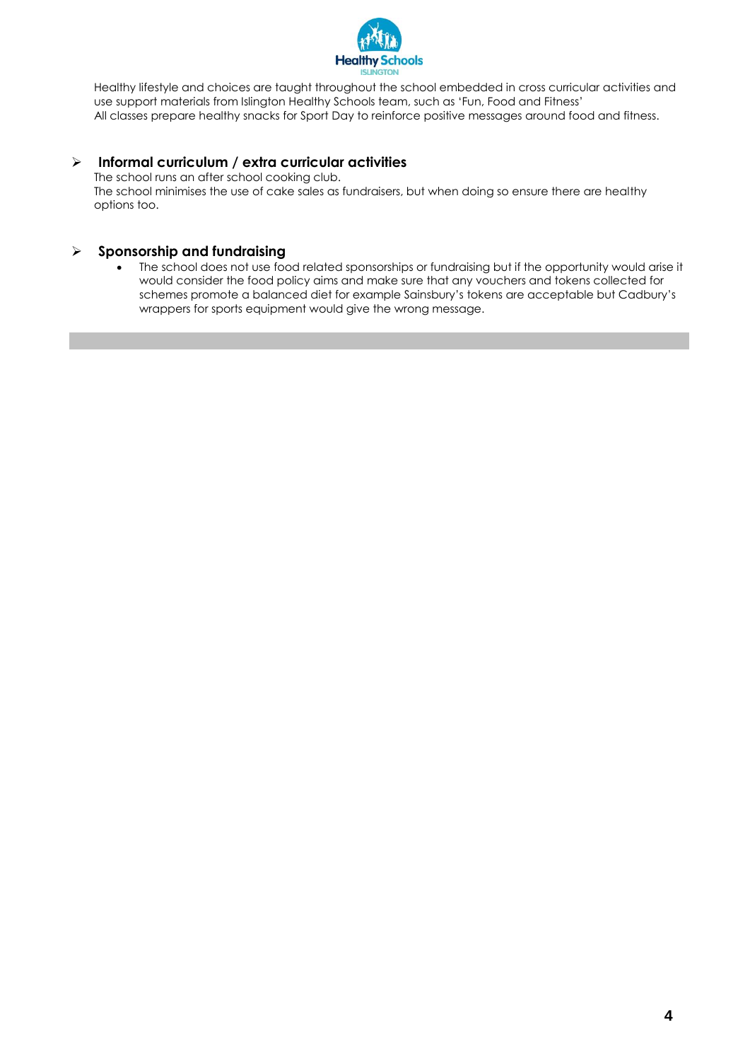Healthy lifestyle and choices are taught throughout the school embedded in cross curricular activities and use support materials from Islington Healthy Schools team, such as 'Fun, Food and Fitness'
All classes prepare healthy snacks for Sport Day to reinforce positive messages around food and fitness.

## Informal curriculum / extra curricular activities

The school runs an after school cooking club.
The school minimises the use of cake sales as fundraisers, but when doing so ensure there are healthy options too.

## Sponsorship and fundraising

- The school does not use food related sponsorships or fundraising but if the opportunity would arise it would consider the food policy aims and make sure that any vouchers and tokens collected for schemes promote a balanced diet for example Sainsbury's tokens are acceptable but Cadbury's wrappers for sports equipment would give the wrong message.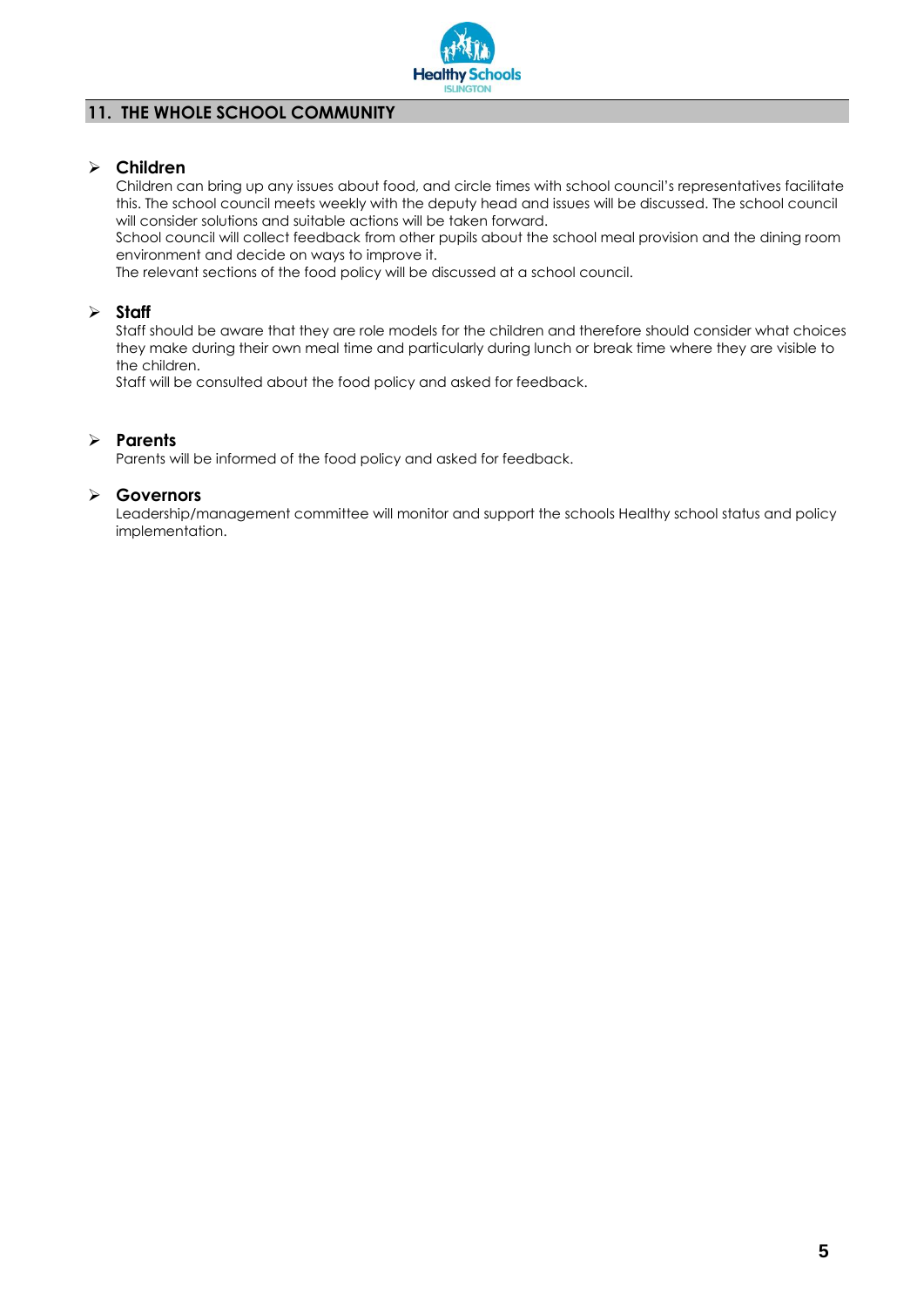## 11. THE WHOLE SCHOOL COMMUNITY

- **Children**

  Children can bring up any issues about food, and circle times with school council's representatives facilitate this. The school council meets weekly with the deputy head and issues will be discussed. The school council will consider solutions and suitable actions will be taken forward.
  School council will collect feedback from other pupils about the school meal provision and the dining room environment and decide on ways to improve it.
  The relevant sections of the food policy will be discussed at a school council.

- **Staff**

  Staff should be aware that they are role models for the children and therefore should consider what choices they make during their own meal time and particularly during lunch or break time where they are visible to the children.
  Staff will be consulted about the food policy and asked for feedback.

- **Parents**

  Parents will be informed of the food policy and asked for feedback.

- **Governors**

  Leadership/management committee will monitor and support the schools Healthy school status and policy implementation.